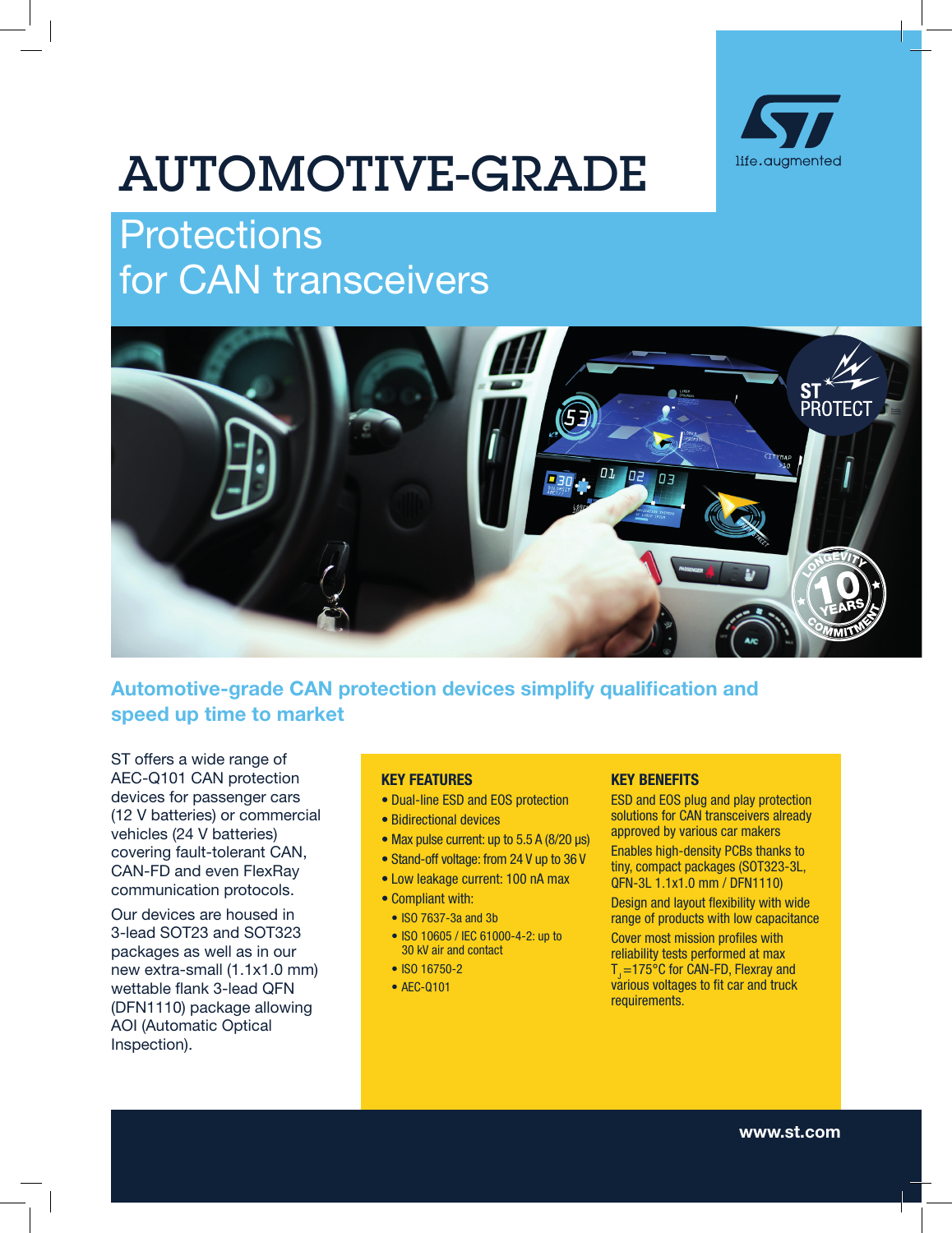# AUTOMOTIVE-GRADE

## Protections for CAN transceivers

### Automotive-grade CAN protection devices simplify qualification and speed up time to market

ST offers a wide range of AEC-Q101 CAN protection devices for passenger cars (12 V batteries) or commercial vehicles (24 V batteries) covering fault-tolerant CAN, CAN-FD and even FlexRay communication protocols.

Our devices are housed in 3-lead SOT23 and SOT323 packages as well as in our new extra-small (1.1x1.0 mm) wettable flank 3-lead QFN (DFN1110) package allowing AOI (Automatic Optical Inspection).

#### KEY FEATURES

- Dual-line ESD and EOS protection
- Bidirectional devices
- Max pulse current: up to 5.5 A (8/20 µs)
- Stand-off voltage: from 24 V up to 36 V
- Low leakage current: 100 nA max
- Compliant with:
  - ISO 7637-3a and 3b
  - ISO 10605 / IEC 61000-4-2: up to 30 kV air and contact
  - ISO 16750-2
  - AEC-Q101

#### KEY BENEFITS

ESD and EOS plug and play protection solutions for CAN transceivers already approved by various car makers

Enables high-density PCBs thanks to tiny, compact packages (SOT323-3L, QFN-3L 1.1x1.0 mm / DFN1110)

Design and layout flexibility with wide range of products with low capacitance

Cover most mission profiles with reliability tests performed at max $T_J$=175°C for CAN-FD, Flexray and various voltages to fit car and truck requirements.

www.st.com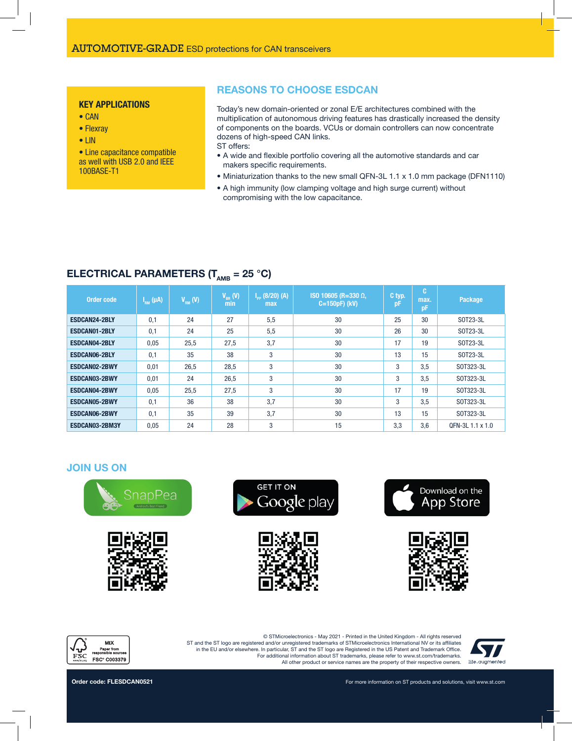AUTOMOTIVE-GRADE ESD protections for CAN transceivers

## KEY APPLICATIONS

- CAN
- Flexray
- LIN
- Line capacitance compatible as well with USB 2.0 and IEEE 100BASE-T1

## REASONS TO CHOOSE ESDCAN

Today's new domain-oriented or zonal E/E architectures combined with the multiplication of autonomous driving features has drastically increased the density of components on the boards. VCUs or domain controllers can now concentrate dozens of high-speed CAN links.
ST offers:

- A wide and flexible portfolio covering all the automotive standards and car makers specific requirements.
- Miniaturization thanks to the new small QFN-3L 1.1 x 1.0 mm package (DFN1110)
- A high immunity (low clamping voltage and high surge current) without compromising with the low capacitance.

## ELECTRICAL PARAMETERS ($T_{AMB}$ = 25 °C)

| Order code | $I_{RM}$ (µA) | $V_{RM}$ (V) | $V_{BR}$ (V) min | $I_{PP}$ (8/20) (A) max | ISO 10605 (R=330 Ω, C=150pF) (kV) | C typ. pF | C max. pF | Package |
|---|---|---|---|---|---|---|---|---|
| ESDCAN24-2BLY | 0,1 | 24 | 27 | 5,5 | 30 | 25 | 30 | SOT23-3L |
| ESDCAN01-2BLY | 0,1 | 24 | 25 | 5,5 | 30 | 26 | 30 | SOT23-3L |
| ESDCAN04-2BLY | 0,05 | 25,5 | 27,5 | 3,7 | 30 | 17 | 19 | SOT23-3L |
| ESDCAN06-2BLY | 0,1 | 35 | 38 | 3 | 30 | 13 | 15 | SOT23-3L |
| ESDCAN02-2BWY | 0,01 | 26,5 | 28,5 | 3 | 30 | 3 | 3,5 | SOT323-3L |
| ESDCAN03-2BWY | 0,01 | 24 | 26,5 | 3 | 30 | 3 | 3,5 | SOT323-3L |
| ESDCAN04-2BWY | 0,05 | 25,5 | 27,5 | 3 | 30 | 17 | 19 | SOT323-3L |
| ESDCAN05-2BWY | 0,1 | 36 | 38 | 3,7 | 30 | 3 | 3,5 | SOT323-3L |
| ESDCAN06-2BWY | 0,1 | 35 | 39 | 3,7 | 30 | 13 | 15 | SOT323-3L |
| ESDCAN03-2BM3Y | 0,05 | 24 | 28 | 3 | 15 | 3,3 | 3,6 | QFN-3L 1.1 x 1.0 |

## JOIN US ON

SnapPea

GET IT ON Google play

Download on the App Store

© STMicroelectronics - May 2021 - Printed in the United Kingdom - All rights reserved
ST and the ST logo are registered and/or unregistered trademarks of STMicroelectronics International NV or its affiliates in the EU and/or elsewhere. In particular, ST and the ST logo are Registered in the US Patent and Trademark Office.
For additional information about ST trademarks, please refer to www.st.com/trademarks.
All other product or service names are the property of their respective owners.

FSC MIX Paper from responsible sources FSC® C003379

life.augmented

Order code: FLESDCAN0521

For more information on ST products and solutions, visit www.st.com